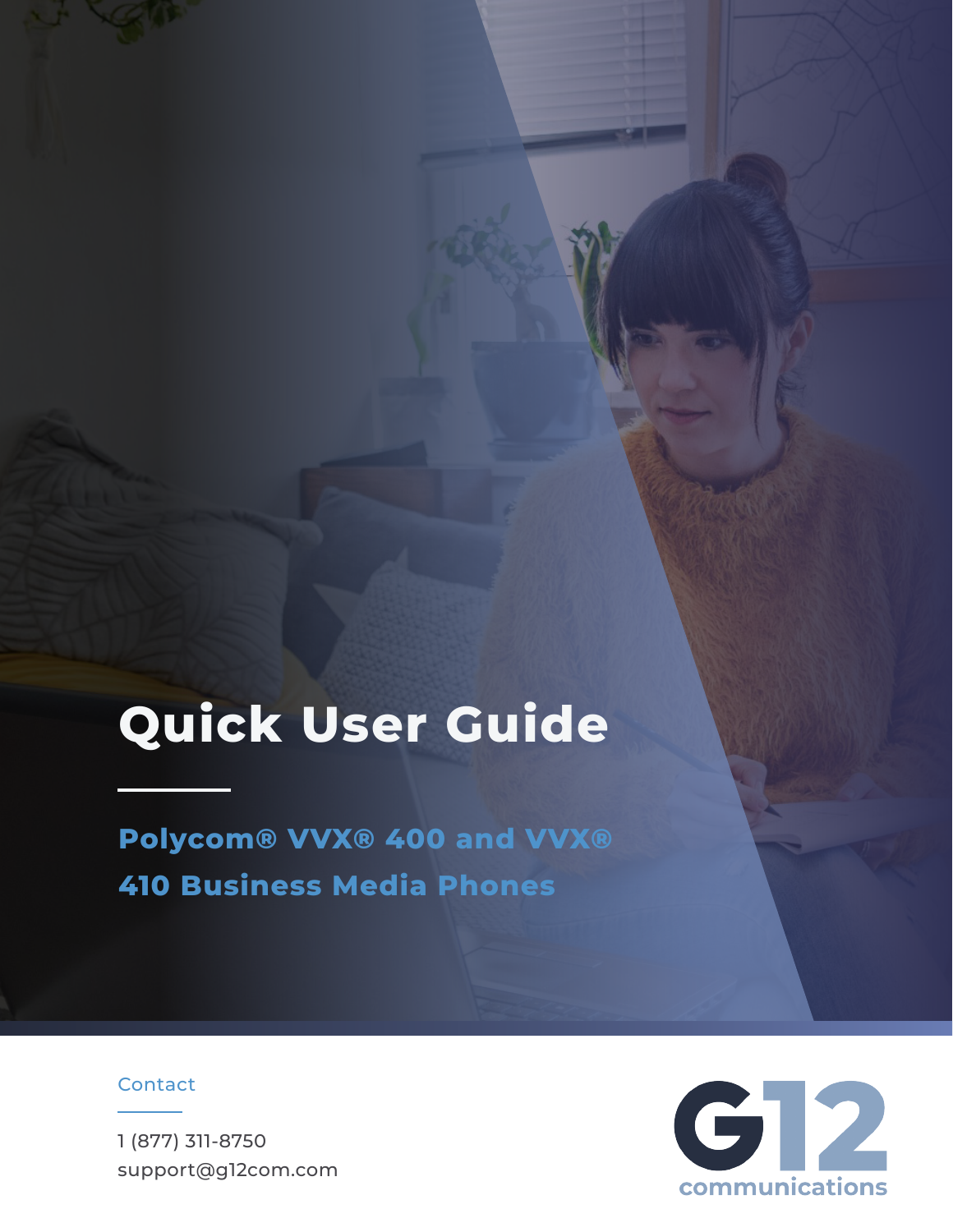# Quick User Guide

## Polycom® VVX® 400 and VVX® 410 Business Media Phones

Contact

1 (877) 311-8750
support@g12com.com

G12 communications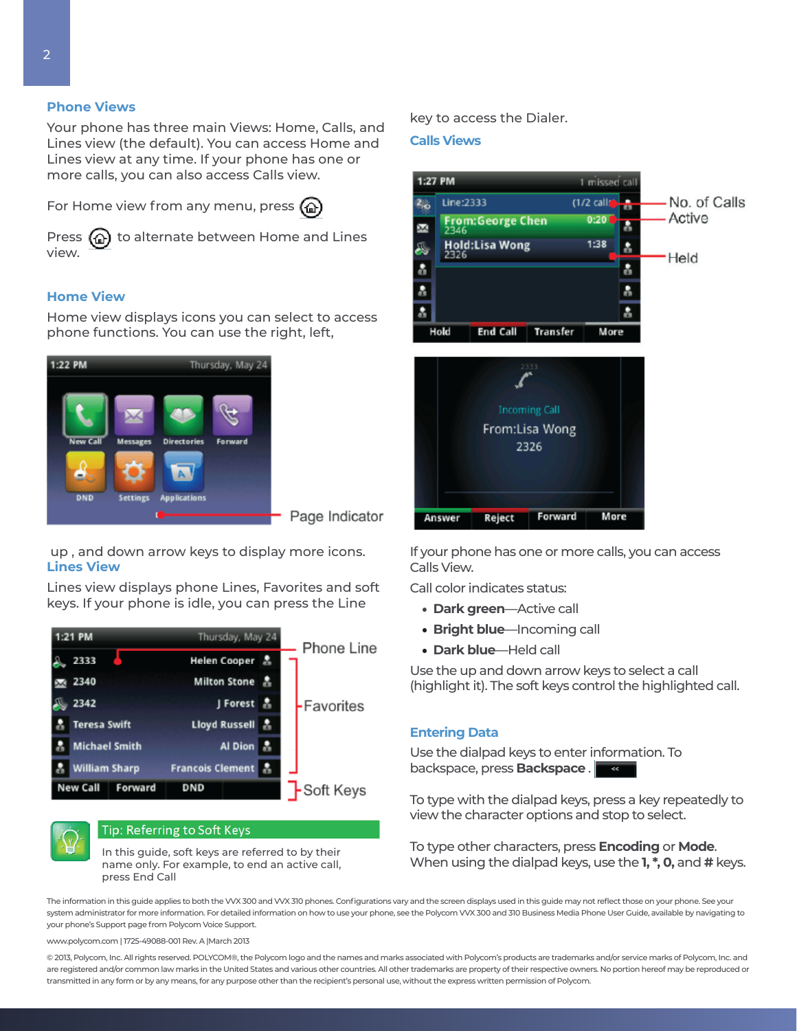## Phone Views

Your phone has three main Views: Home, Calls, and Lines view (the default). You can access Home and Lines view at any time. If your phone has one or more calls, you can also access Calls view.

For Home view from any menu, press

Press to alternate between Home and Lines view.

## Home View

Home view displays icons you can select to access phone functions. You can use the right, left, up , and down arrow keys to display more icons.

## Lines View

Lines view displays phone Lines, Favorites and soft keys. If your phone is idle, you can press the Line key to access the Dialer.

**Tip: Referring to Soft Keys**

In this guide, soft keys are referred to by their name only. For example, to end an active call, press End Call

## Calls Views

If your phone has one or more calls, you can access Calls View.

Call color indicates status:

- **Dark green**—Active call
- **Bright blue**—Incoming call
- **Dark blue**—Held call

Use the up and down arrow keys to select a call (highlight it). The soft keys control the highlighted call.

## Entering Data

Use the dialpad keys to enter information. To backspace, press **Backspace** .

To type with the dialpad keys, press a key repeatedly to view the character options and stop to select.

To type other characters, press **Encoding** or **Mode**. When using the dialpad keys, use the **1, *, 0,** and **#** keys.

The information in this guide applies to both the VVX 300 and VVX 310 phones. Configurations vary and the screen displays used in this guide may not reflect those on your phone. See your system administrator for more information. For detailed information on how to use your phone, see the Polycom VVX 300 and 310 Business Media Phone User Guide, available by navigating to your phone's Support page from Polycom Voice Support.

www.polycom.com | 1725-49088-001 Rev. A |March 2013

© 2013, Polycom, Inc. All rights reserved. POLYCOM®, the Polycom logo and the names and marks associated with Polycom's products are trademarks and/or service marks of Polycom, Inc. and are registered and/or common law marks in the United States and various other countries. All other trademarks are property of their respective owners. No portion hereof may be reproduced or transmitted in any form or by any means, for any purpose other than the recipient's personal use, without the express written permission of Polycom.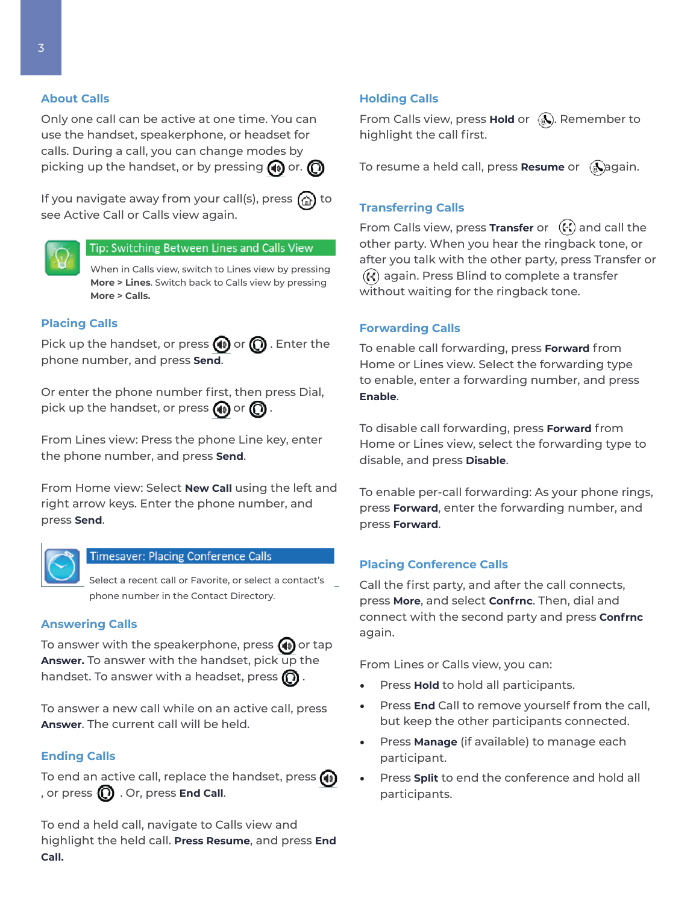## About Calls

Only one call can be active at one time. You can use the handset, speakerphone, or headset for calls. During a call, you can change modes by picking up the handset, or by pressing or.

If you navigate away from your call(s), press to see Active Call or Calls view again.

**Tip: Switching Between Lines and Calls View**

When in Calls view, switch to Lines view by pressing **More > Lines**. Switch back to Calls view by pressing **More > Calls.**

## Placing Calls

Pick up the handset, or press or . Enter the phone number, and press **Send**.

Or enter the phone number first, then press Dial, pick up the handset, or press or .

From Lines view: Press the phone Line key, enter the phone number, and press **Send**.

From Home view: Select **New Call** using the left and right arrow keys. Enter the phone number, and press **Send**.

**Timesaver: Placing Conference Calls**

Select a recent call or Favorite, or select a contact's phone number in the Contact Directory.

## Answering Calls

To answer with the speakerphone, press or tap **Answer.** To answer with the handset, pick up the handset. To answer with a headset, press .

To answer a new call while on an active call, press **Answer**. The current call will be held.

## Ending Calls

To end an active call, replace the handset, press , or press . Or, press **End Call**.

To end a held call, navigate to Calls view and highlight the held call. **Press Resume**, and press **End Call.**

## Holding Calls

From Calls view, press **Hold** or . Remember to highlight the call first.

To resume a held call, press **Resume** or again.

## Transferring Calls

From Calls view, press **Transfer** or and call the other party. When you hear the ringback tone, or after you talk with the other party, press Transfer or again. Press Blind to complete a transfer without waiting for the ringback tone.

## Forwarding Calls

To enable call forwarding, press **Forward** from Home or Lines view. Select the forwarding type to enable, enter a forwarding number, and press **Enable**.

To disable call forwarding, press **Forward** from Home or Lines view, select the forwarding type to disable, and press **Disable**.

To enable per-call forwarding: As your phone rings, press **Forward**, enter the forwarding number, and press **Forward**.

## Placing Conference Calls

Call the first party, and after the call connects, press **More**, and select **Confrnc**. Then, dial and connect with the second party and press **Confrnc** again.

From Lines or Calls view, you can:

- Press **Hold** to hold all participants.
- Press **End** Call to remove yourself from the call, but keep the other participants connected.
- Press **Manage** (if available) to manage each participant.
- Press **Split** to end the conference and hold all participants.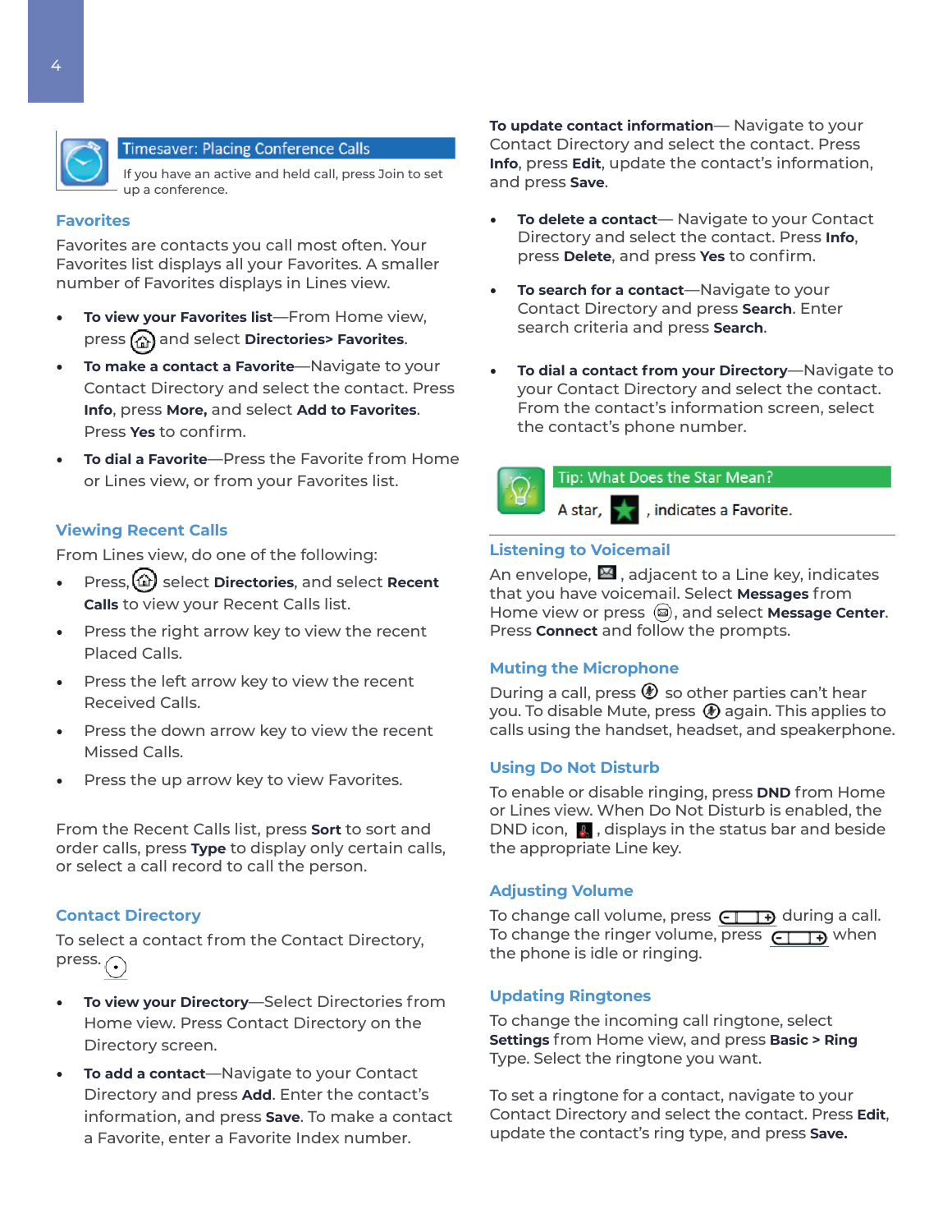### Timesaver: Placing Conference Calls

If you have an active and held call, press Join to set up a conference.

## Favorites

Favorites are contacts you call most often. Your Favorites list displays all your Favorites. A smaller number of Favorites displays in Lines view.

- **To view your Favorites list**—From Home view, press and select **Directories> Favorites**.
- **To make a contact a Favorite**—Navigate to your Contact Directory and select the contact. Press **Info**, press **More,** and select **Add to Favorites**. Press **Yes** to confirm.
- **To dial a Favorite**—Press the Favorite from Home or Lines view, or from your Favorites list.

## Viewing Recent Calls

From Lines view, do one of the following:

- Press, select **Directories**, and select **Recent Calls** to view your Recent Calls list.
- Press the right arrow key to view the recent Placed Calls.
- Press the left arrow key to view the recent Received Calls.
- Press the down arrow key to view the recent Missed Calls.
- Press the up arrow key to view Favorites.

From the Recent Calls list, press **Sort** to sort and order calls, press **Type** to display only certain calls, or select a call record to call the person.

## Contact Directory

To select a contact from the Contact Directory, press.

- **To view your Directory**—Select Directories from Home view. Press Contact Directory on the Directory screen.
- **To add a contact**—Navigate to your Contact Directory and press **Add**. Enter the contact's information, and press **Save**. To make a contact a Favorite, enter a Favorite Index number.
- **To update contact information**— Navigate to your Contact Directory and select the contact. Press **Info**, press **Edit**, update the contact's information, and press **Save**.
- **To delete a contact**— Navigate to your Contact Directory and select the contact. Press **Info**, press **Delete**, and press **Yes** to confirm.
- **To search for a contact**—Navigate to your Contact Directory and press **Search**. Enter search criteria and press **Search**.
- **To dial a contact from your Directory**—Navigate to your Contact Directory and select the contact. From the contact's information screen, select the contact's phone number.

### Tip: What Does the Star Mean?

A star, , indicates a Favorite.

## Listening to Voicemail

An envelope, , adjacent to a Line key, indicates that you have voicemail. Select **Messages** from Home view or press , and select **Message Center**. Press **Connect** and follow the prompts.

## Muting the Microphone

During a call, press so other parties can't hear you. To disable Mute, press again. This applies to calls using the handset, headset, and speakerphone.

## Using Do Not Disturb

To enable or disable ringing, press **DND** from Home or Lines view. When Do Not Disturb is enabled, the DND icon, , displays in the status bar and beside the appropriate Line key.

## Adjusting Volume

To change call volume, press during a call. To change the ringer volume, press when the phone is idle or ringing.

## Updating Ringtones

To change the incoming call ringtone, select **Settings** from Home view, and press **Basic > Ring** Type. Select the ringtone you want.

To set a ringtone for a contact, navigate to your Contact Directory and select the contact. Press **Edit**, update the contact's ring type, and press **Save.**